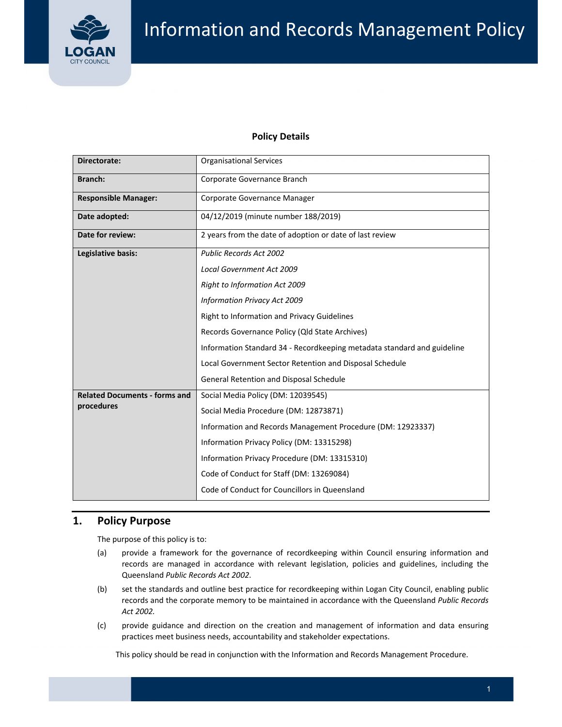# Information and Records Management Policy

**Policy Details**

| | |
|---|---|
| **Directorate:** | Organisational Services |
| **Branch:** | Corporate Governance Branch |
| **Responsible Manager:** | Corporate Governance Manager |
| **Date adopted:** | 04/12/2019 (minute number 188/2019) |
| **Date for review:** | 2 years from the date of adoption or date of last review |
| **Legislative basis:** | *Public Records Act 2002*<br>*Local Government Act 2009*<br>*Right to Information Act 2009*<br>*Information Privacy Act 2009*<br>Right to Information and Privacy Guidelines<br>Records Governance Policy (Qld State Archives)<br>Information Standard 34 - Recordkeeping metadata standard and guideline<br>Local Government Sector Retention and Disposal Schedule<br>General Retention and Disposal Schedule |
| **Related Documents - forms and procedures** | Social Media Policy (DM: 12039545)<br>Social Media Procedure (DM: 12873871)<br>Information and Records Management Procedure (DM: 12923337)<br>Information Privacy Policy (DM: 13315298)<br>Information Privacy Procedure (DM: 13315310)<br>Code of Conduct for Staff (DM: 13269084)<br>Code of Conduct for Councillors in Queensland |

## 1. Policy Purpose

The purpose of this policy is to:

(a) provide a framework for the governance of recordkeeping within Council ensuring information and records are managed in accordance with relevant legislation, policies and guidelines, including the Queensland *Public Records Act 2002*.

(b) set the standards and outline best practice for recordkeeping within Logan City Council, enabling public records and the corporate memory to be maintained in accordance with the Queensland *Public Records Act 2002.*

(c) provide guidance and direction on the creation and management of information and data ensuring practices meet business needs, accountability and stakeholder expectations.

This policy should be read in conjunction with the Information and Records Management Procedure.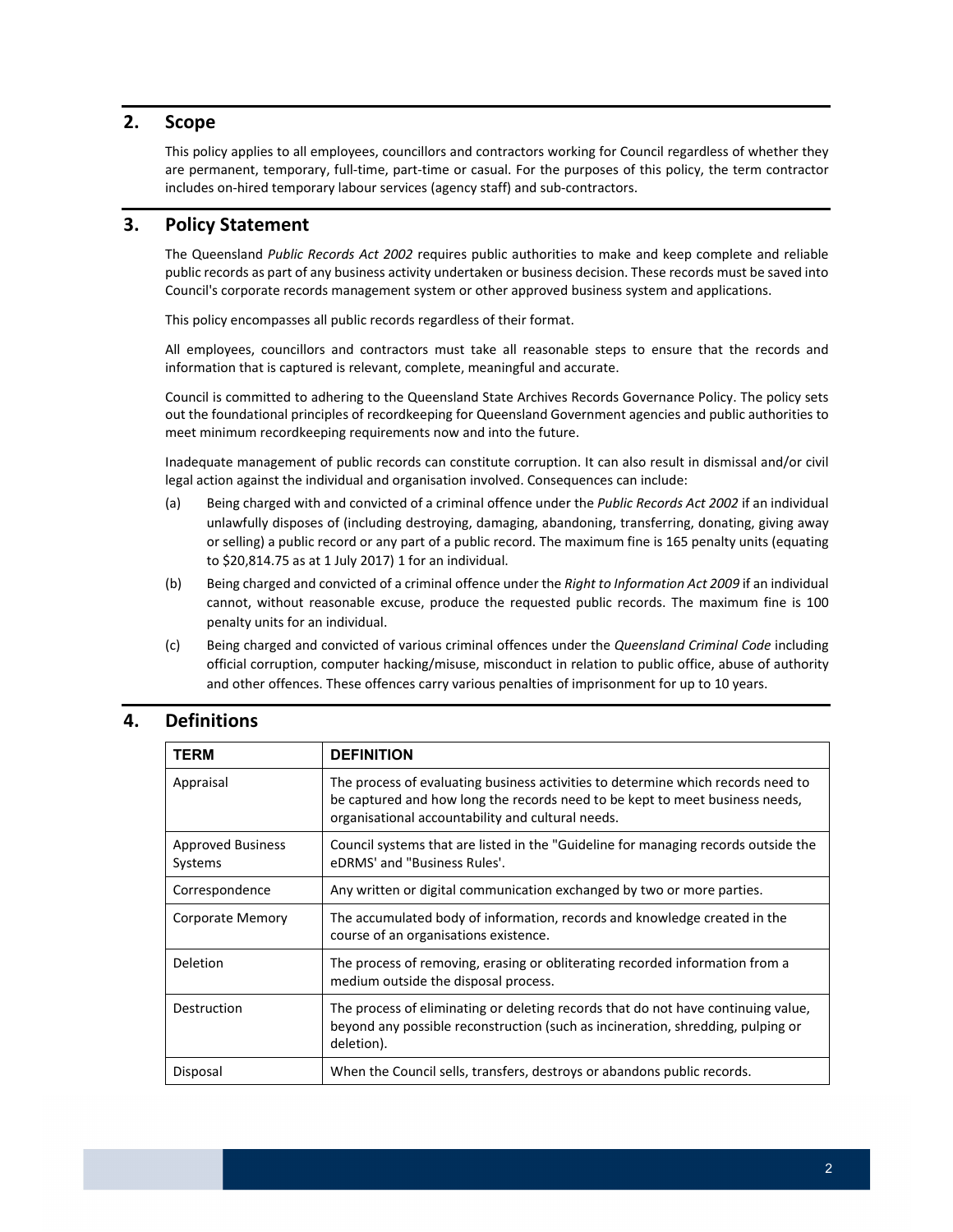## 2. Scope

This policy applies to all employees, councillors and contractors working for Council regardless of whether they are permanent, temporary, full-time, part-time or casual. For the purposes of this policy, the term contractor includes on-hired temporary labour services (agency staff) and sub-contractors.

## 3. Policy Statement

The Queensland *Public Records Act 2002* requires public authorities to make and keep complete and reliable public records as part of any business activity undertaken or business decision. These records must be saved into Council's corporate records management system or other approved business system and applications.

This policy encompasses all public records regardless of their format.

All employees, councillors and contractors must take all reasonable steps to ensure that the records and information that is captured is relevant, complete, meaningful and accurate.

Council is committed to adhering to the Queensland State Archives Records Governance Policy. The policy sets out the foundational principles of recordkeeping for Queensland Government agencies and public authorities to meet minimum recordkeeping requirements now and into the future.

Inadequate management of public records can constitute corruption. It can also result in dismissal and/or civil legal action against the individual and organisation involved. Consequences can include:

(a) Being charged with and convicted of a criminal offence under the *Public Records Act 2002* if an individual unlawfully disposes of (including destroying, damaging, abandoning, transferring, donating, giving away or selling) a public record or any part of a public record. The maximum fine is 165 penalty units (equating to $20,814.75 as at 1 July 2017) 1 for an individual.

(b) Being charged and convicted of a criminal offence under the *Right to Information Act 2009* if an individual cannot, without reasonable excuse, produce the requested public records. The maximum fine is 100 penalty units for an individual.

(c) Being charged and convicted of various criminal offences under the *Queensland Criminal Code* including official corruption, computer hacking/misuse, misconduct in relation to public office, abuse of authority and other offences. These offences carry various penalties of imprisonment for up to 10 years.

## 4. Definitions

| TERM | DEFINITION |
|---|---|
| Appraisal | The process of evaluating business activities to determine which records need to be captured and how long the records need to be kept to meet business needs, organisational accountability and cultural needs. |
| Approved Business Systems | Council systems that are listed in the "Guideline for managing records outside the eDRMS' and "Business Rules'. |
| Correspondence | Any written or digital communication exchanged by two or more parties. |
| Corporate Memory | The accumulated body of information, records and knowledge created in the course of an organisations existence. |
| Deletion | The process of removing, erasing or obliterating recorded information from a medium outside the disposal process. |
| Destruction | The process of eliminating or deleting records that do not have continuing value, beyond any possible reconstruction (such as incineration, shredding, pulping or deletion). |
| Disposal | When the Council sells, transfers, destroys or abandons public records. |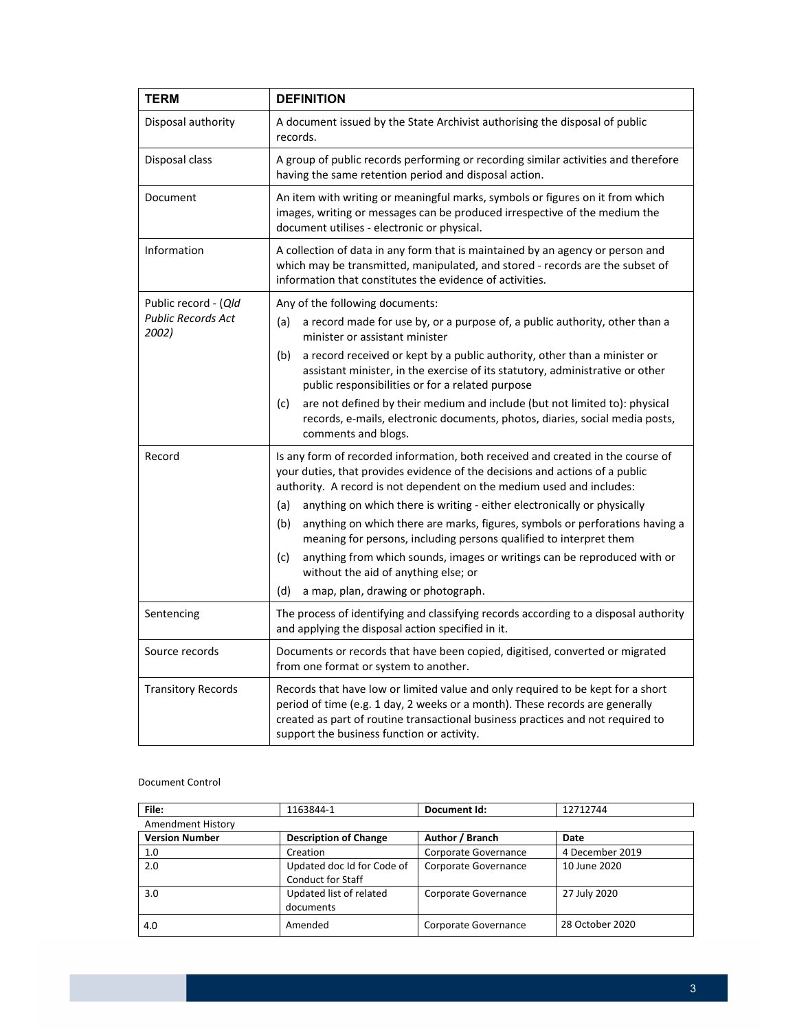| TERM | DEFINITION |
|---|---|
| Disposal authority | A document issued by the State Archivist authorising the disposal of public records. |
| Disposal class | A group of public records performing or recording similar activities and therefore having the same retention period and disposal action. |
| Document | An item with writing or meaningful marks, symbols or figures on it from which images, writing or messages can be produced irrespective of the medium the document utilises - electronic or physical. |
| Information | A collection of data in any form that is maintained by an agency or person and which may be transmitted, manipulated, and stored - records are the subset of information that constitutes the evidence of activities. |
| Public record - (*Qld Public Records Act 2002)* | Any of the following documents:<br>(a) a record made for use by, or a purpose of, a public authority, other than a minister or assistant minister<br>(b) a record received or kept by a public authority, other than a minister or assistant minister, in the exercise of its statutory, administrative or other public responsibilities or for a related purpose<br>(c) are not defined by their medium and include (but not limited to): physical records, e-mails, electronic documents, photos, diaries, social media posts, comments and blogs. |
| Record | Is any form of recorded information, both received and created in the course of your duties, that provides evidence of the decisions and actions of a public authority. A record is not dependent on the medium used and includes:<br>(a) anything on which there is writing - either electronically or physically<br>(b) anything on which there are marks, figures, symbols or perforations having a meaning for persons, including persons qualified to interpret them<br>(c) anything from which sounds, images or writings can be reproduced with or without the aid of anything else; or<br>(d) a map, plan, drawing or photograph. |
| Sentencing | The process of identifying and classifying records according to a disposal authority and applying the disposal action specified in it. |
| Source records | Documents or records that have been copied, digitised, converted or migrated from one format or system to another. |
| Transitory Records | Records that have low or limited value and only required to be kept for a short period of time (e.g. 1 day, 2 weeks or a month). These records are generally created as part of routine transactional business practices and not required to support the business function or activity. |

Document Control

| **File:** | 1163844-1 | **Document Id:** | 12712744 |
|---|---|---|---|
| Amendment History | | | |
| **Version Number** | **Description of Change** | **Author / Branch** | **Date** |
| 1.0 | Creation | Corporate Governance | 4 December 2019 |
| 2.0 | Updated doc Id for Code of Conduct for Staff | Corporate Governance | 10 June 2020 |
| 3.0 | Updated list of related documents | Corporate Governance | 27 July 2020 |
| 4.0 | Amended | Corporate Governance | 28 October 2020 |